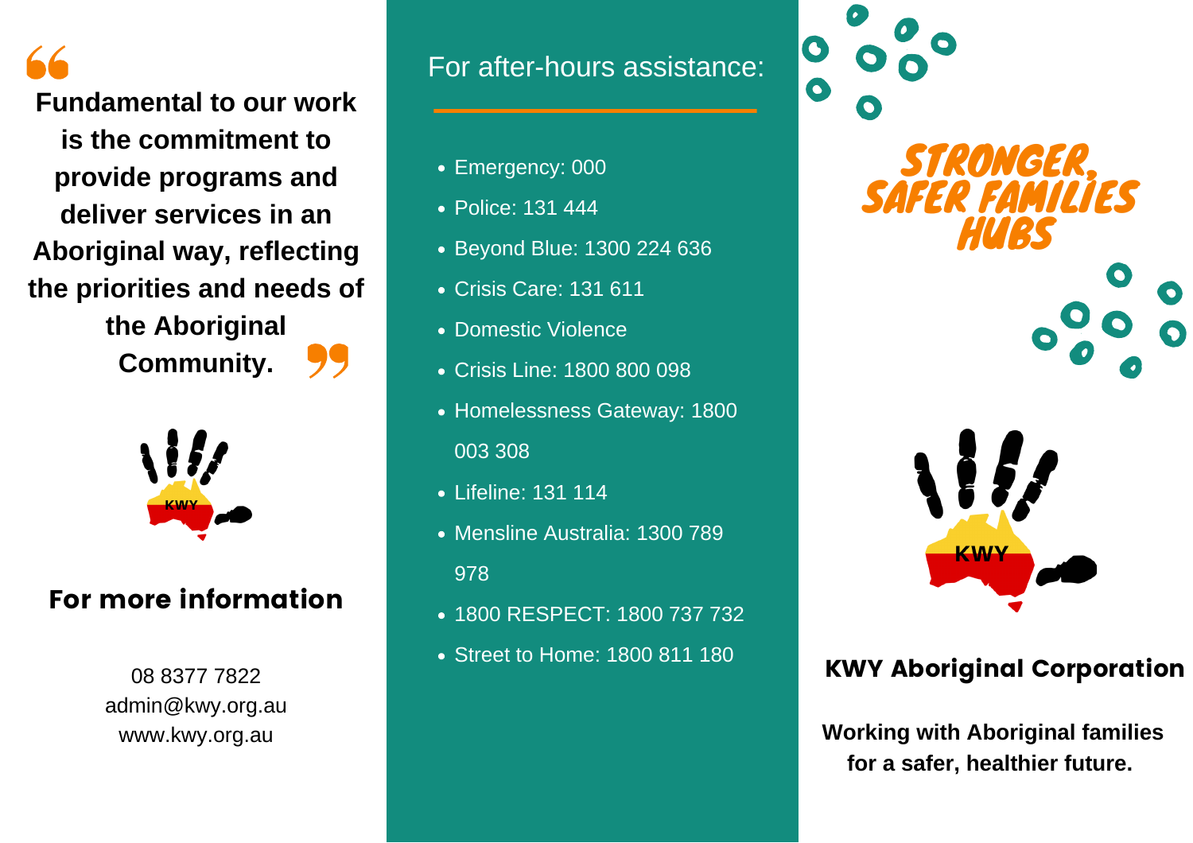> **Fundamental to our work is the commitment to provide programs and deliver services in an Aboriginal way, reflecting the priorities and needs of the Aboriginal Community.**

KWY

## For more information

08 8377 7822
admin@kwy.org.au
www.kwy.org.au

## For after-hours assistance:

- Emergency: 000
- Police: 131 444
- Beyond Blue: 1300 224 636
- Crisis Care: 131 611
- Domestic Violence
- Crisis Line: 1800 800 098
- Homelessness Gateway: 1800 003 308
- Lifeline: 131 114
- Mensline Australia: 1300 789 978
- 1800 RESPECT: 1800 737 732
- Street to Home: 1800 811 180

# STRONGER, SAFER FAMILIES HUBS

KWY

## KWY Aboriginal Corporation

**Working with Aboriginal families for a safer, healthier future.**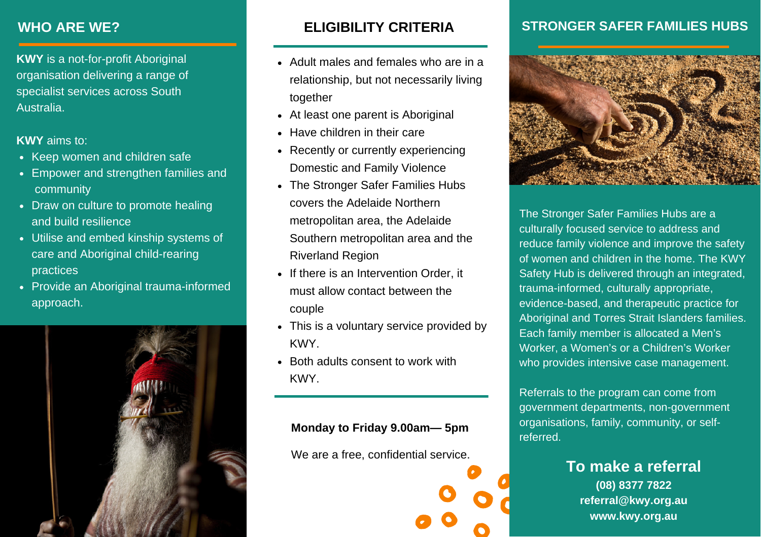## WHO ARE WE?

**KWY** is a not-for-profit Aboriginal organisation delivering a range of specialist services across South Australia.

**KWY** aims to:

- Keep women and children safe
- Empower and strengthen families and community
- Draw on culture to promote healing and build resilience
- Utilise and embed kinship systems of care and Aboriginal child-rearing practices
- Provide an Aboriginal trauma-informed approach.

## ELIGIBILITY CRITERIA

- Adult males and females who are in a relationship, but not necessarily living together
- At least one parent is Aboriginal
- Have children in their care
- Recently or currently experiencing Domestic and Family Violence
- The Stronger Safer Families Hubs covers the Adelaide Northern metropolitan area, the Adelaide Southern metropolitan area and the Riverland Region
- If there is an Intervention Order, it must allow contact between the couple
- This is a voluntary service provided by KWY.
- Both adults consent to work with KWY.

**Monday to Friday 9.00am— 5pm**

We are a free, confidential service.

## STRONGER SAFER FAMILIES HUBS

The Stronger Safer Families Hubs are a culturally focused service to address and reduce family violence and improve the safety of women and children in the home. The KWY Safety Hub is delivered through an integrated, trauma-informed, culturally appropriate, evidence-based, and therapeutic practice for Aboriginal and Torres Strait Islanders families. Each family member is allocated a Men's Worker, a Women's or a Children's Worker who provides intensive case management.

Referrals to the program can come from government departments, non-government organisations, family, community, or self-referred.

### To make a referral

**(08) 8377 7822**
**referral@kwy.org.au**
**www.kwy.org.au**